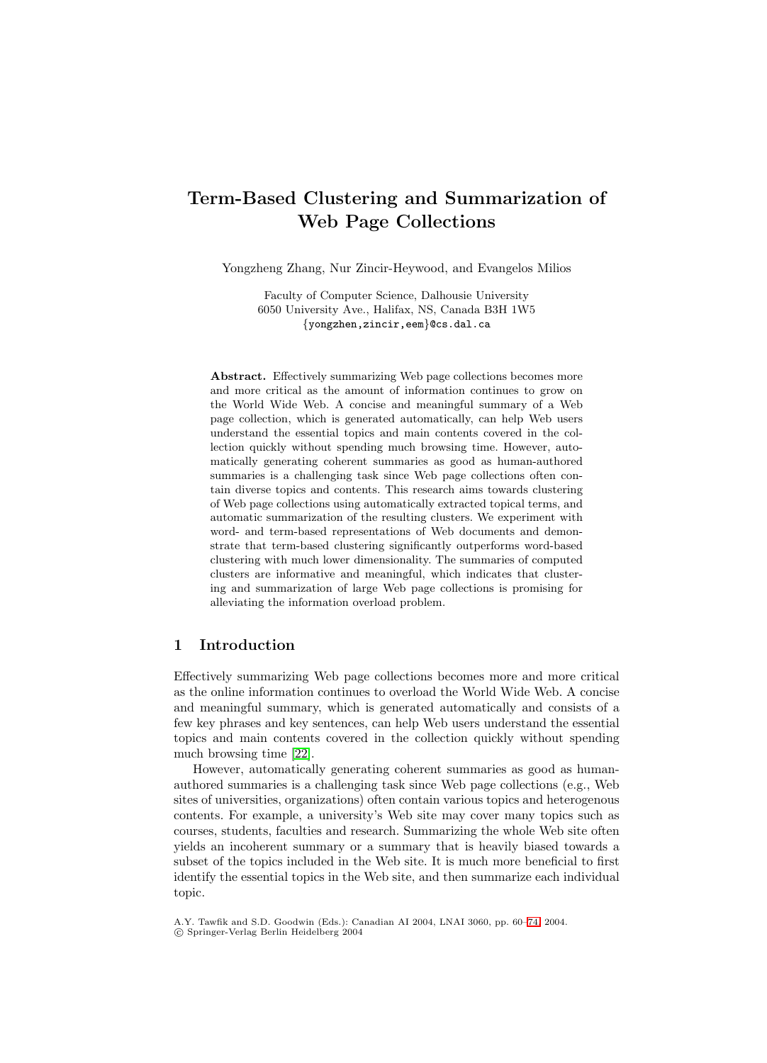# Term-Based Clustering and Summarization of Web Page Collections

Yongzheng Zhang, Nur Zincir-Heywood, and Evangelos Milios

Faculty of Computer Science, Dalhousie University
6050 University Ave., Halifax, NS, Canada B3H 1W5
{yongzhen,zincir,eem}@cs.dal.ca

**Abstract.** Effectively summarizing Web page collections becomes more and more critical as the amount of information continues to grow on the World Wide Web. A concise and meaningful summary of a Web page collection, which is generated automatically, can help Web users understand the essential topics and main contents covered in the collection quickly without spending much browsing time. However, automatically generating coherent summaries as good as human-authored summaries is a challenging task since Web page collections often contain diverse topics and contents. This research aims towards clustering of Web page collections using automatically extracted topical terms, and automatic summarization of the resulting clusters. We experiment with word- and term-based representations of Web documents and demonstrate that term-based clustering significantly outperforms word-based clustering with much lower dimensionality. The summaries of computed clusters are informative and meaningful, which indicates that clustering and summarization of large Web page collections is promising for alleviating the information overload problem.

## 1 Introduction

Effectively summarizing Web page collections becomes more and more critical as the online information continues to overload the World Wide Web. A concise and meaningful summary, which is generated automatically and consists of a few key phrases and key sentences, can help Web users understand the essential topics and main contents covered in the collection quickly without spending much browsing time [22].

However, automatically generating coherent summaries as good as human-authored summaries is a challenging task since Web page collections (e.g., Web sites of universities, organizations) often contain various topics and heterogenous contents. For example, a university's Web site may cover many topics such as courses, students, faculties and research. Summarizing the whole Web site often yields an incoherent summary or a summary that is heavily biased towards a subset of the topics included in the Web site. It is much more beneficial to first identify the essential topics in the Web site, and then summarize each individual topic.

A.Y. Tawfik and S.D. Goodwin (Eds.): Canadian AI 2004, LNAI 3060, pp. 60–74, 2004.
© Springer-Verlag Berlin Heidelberg 2004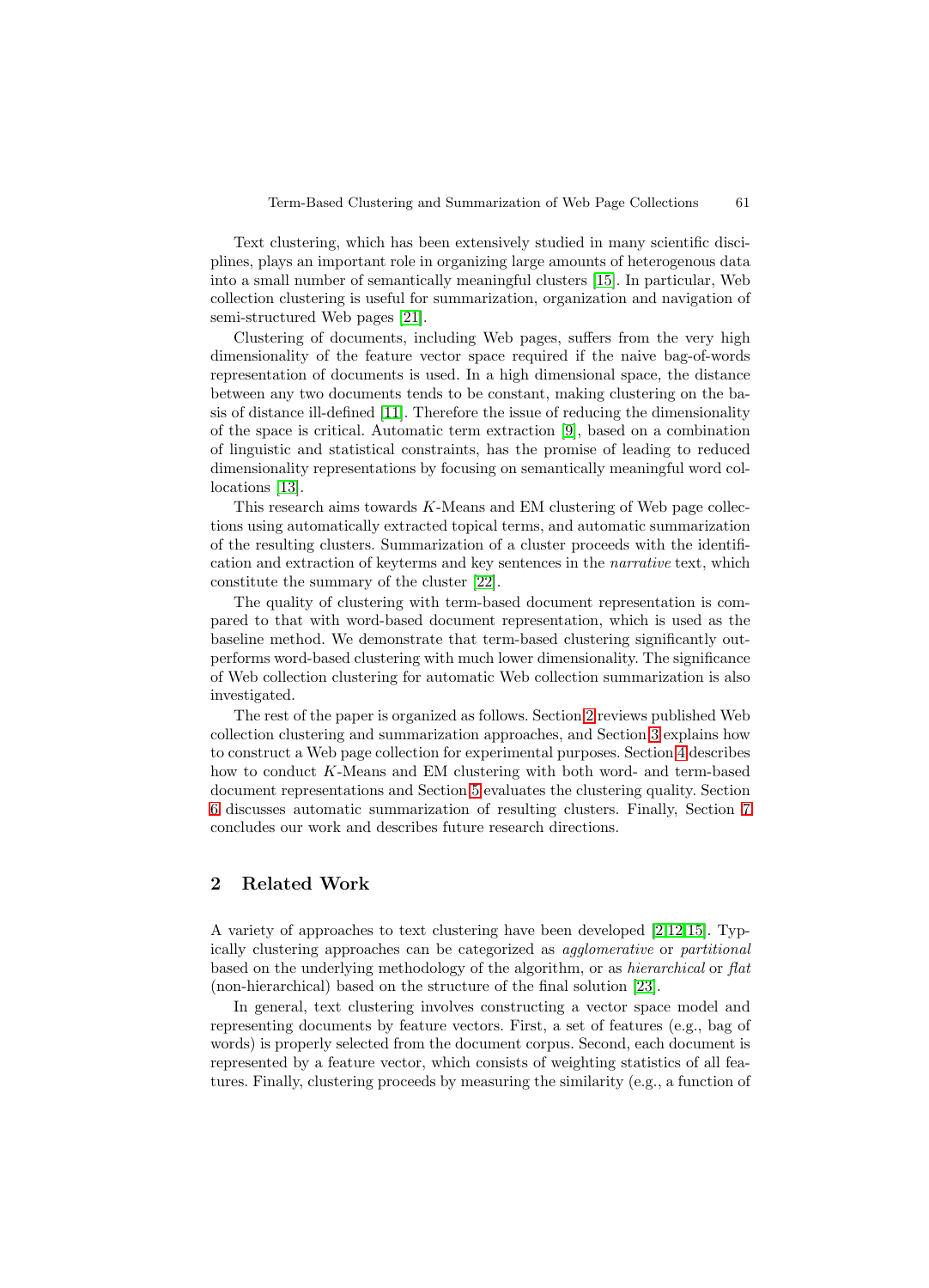Text clustering, which has been extensively studied in many scientific disciplines, plays an important role in organizing large amounts of heterogenous data into a small number of semantically meaningful clusters [15]. In particular, Web collection clustering is useful for summarization, organization and navigation of semi-structured Web pages [21].

Clustering of documents, including Web pages, suffers from the very high dimensionality of the feature vector space required if the naive bag-of-words representation of documents is used. In a high dimensional space, the distance between any two documents tends to be constant, making clustering on the basis of distance ill-defined [11]. Therefore the issue of reducing the dimensionality of the space is critical. Automatic term extraction [9], based on a combination of linguistic and statistical constraints, has the promise of leading to reduced dimensionality representations by focusing on semantically meaningful word collocations [13].

This research aims towards $K$-Means and EM clustering of Web page collections using automatically extracted topical terms, and automatic summarization of the resulting clusters. Summarization of a cluster proceeds with the identification and extraction of keyterms and key sentences in the *narrative* text, which constitute the summary of the cluster [22].

The quality of clustering with term-based document representation is compared to that with word-based document representation, which is used as the baseline method. We demonstrate that term-based clustering significantly outperforms word-based clustering with much lower dimensionality. The significance of Web collection clustering for automatic Web collection summarization is also investigated.

The rest of the paper is organized as follows. Section 2 reviews published Web collection clustering and summarization approaches, and Section 3 explains how to construct a Web page collection for experimental purposes. Section 4 describes how to conduct $K$-Means and EM clustering with both word- and term-based document representations and Section 5 evaluates the clustering quality. Section 6 discusses automatic summarization of resulting clusters. Finally, Section 7 concludes our work and describes future research directions.

## 2 Related Work

A variety of approaches to text clustering have been developed [2,12,15]. Typically clustering approaches can be categorized as *agglomerative* or *partitional* based on the underlying methodology of the algorithm, or as *hierarchical* or *flat* (non-hierarchical) based on the structure of the final solution [23].

In general, text clustering involves constructing a vector space model and representing documents by feature vectors. First, a set of features (e.g., bag of words) is properly selected from the document corpus. Second, each document is represented by a feature vector, which consists of weighting statistics of all features. Finally, clustering proceeds by measuring the similarity (e.g., a function of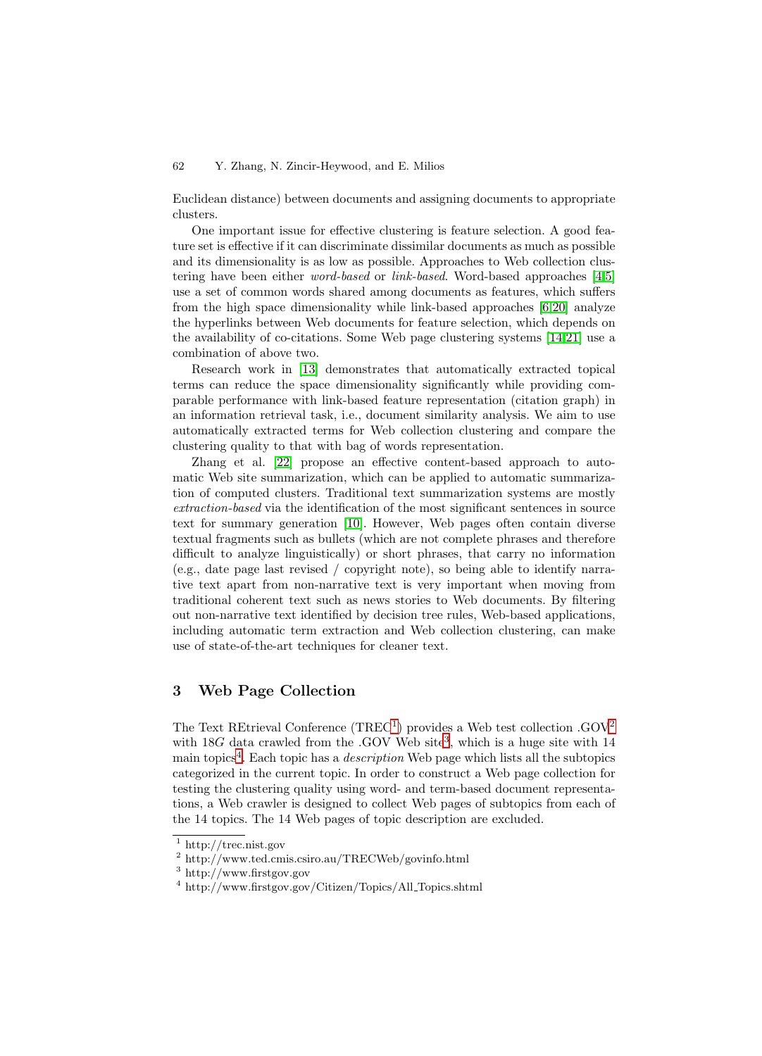Euclidean distance) between documents and assigning documents to appropriate clusters.

One important issue for effective clustering is feature selection. A good feature set is effective if it can discriminate dissimilar documents as much as possible and its dimensionality is as low as possible. Approaches to Web collection clustering have been either *word-based* or *link-based*. Word-based approaches [4,5] use a set of common words shared among documents as features, which suffers from the high space dimensionality while link-based approaches [6,20] analyze the hyperlinks between Web documents for feature selection, which depends on the availability of co-citations. Some Web page clustering systems [14,21] use a combination of above two.

Research work in [13] demonstrates that automatically extracted topical terms can reduce the space dimensionality significantly while providing comparable performance with link-based feature representation (citation graph) in an information retrieval task, i.e., document similarity analysis. We aim to use automatically extracted terms for Web collection clustering and compare the clustering quality to that with bag of words representation.

Zhang et al. [22] propose an effective content-based approach to automatic Web site summarization, which can be applied to automatic summarization of computed clusters. Traditional text summarization systems are mostly *extraction-based* via the identification of the most significant sentences in source text for summary generation [10]. However, Web pages often contain diverse textual fragments such as bullets (which are not complete phrases and therefore difficult to analyze linguistically) or short phrases, that carry no information (e.g., date page last revised / copyright note), so being able to identify narrative text apart from non-narrative text is very important when moving from traditional coherent text such as news stories to Web documents. By filtering out non-narrative text identified by decision tree rules, Web-based applications, including automatic term extraction and Web collection clustering, can make use of state-of-the-art techniques for cleaner text.

## 3 Web Page Collection

The Text REtrieval Conference (TREC[1]) provides a Web test collection .GOV[2] with 18$G$ data crawled from the .GOV Web site[3], which is a huge site with 14 main topics[4]. Each topic has a *description* Web page which lists all the subtopics categorized in the current topic. In order to construct a Web page collection for testing the clustering quality using word- and term-based document representations, a Web crawler is designed to collect Web pages of subtopics from each of the 14 topics. The 14 Web pages of topic description are excluded.

[1] http://trec.nist.gov
[2] http://www.ted.cmis.csiro.au/TRECWeb/govinfo.html
[3] http://www.firstgov.gov
[4] http://www.firstgov.gov/Citizen/Topics/All_Topics.shtml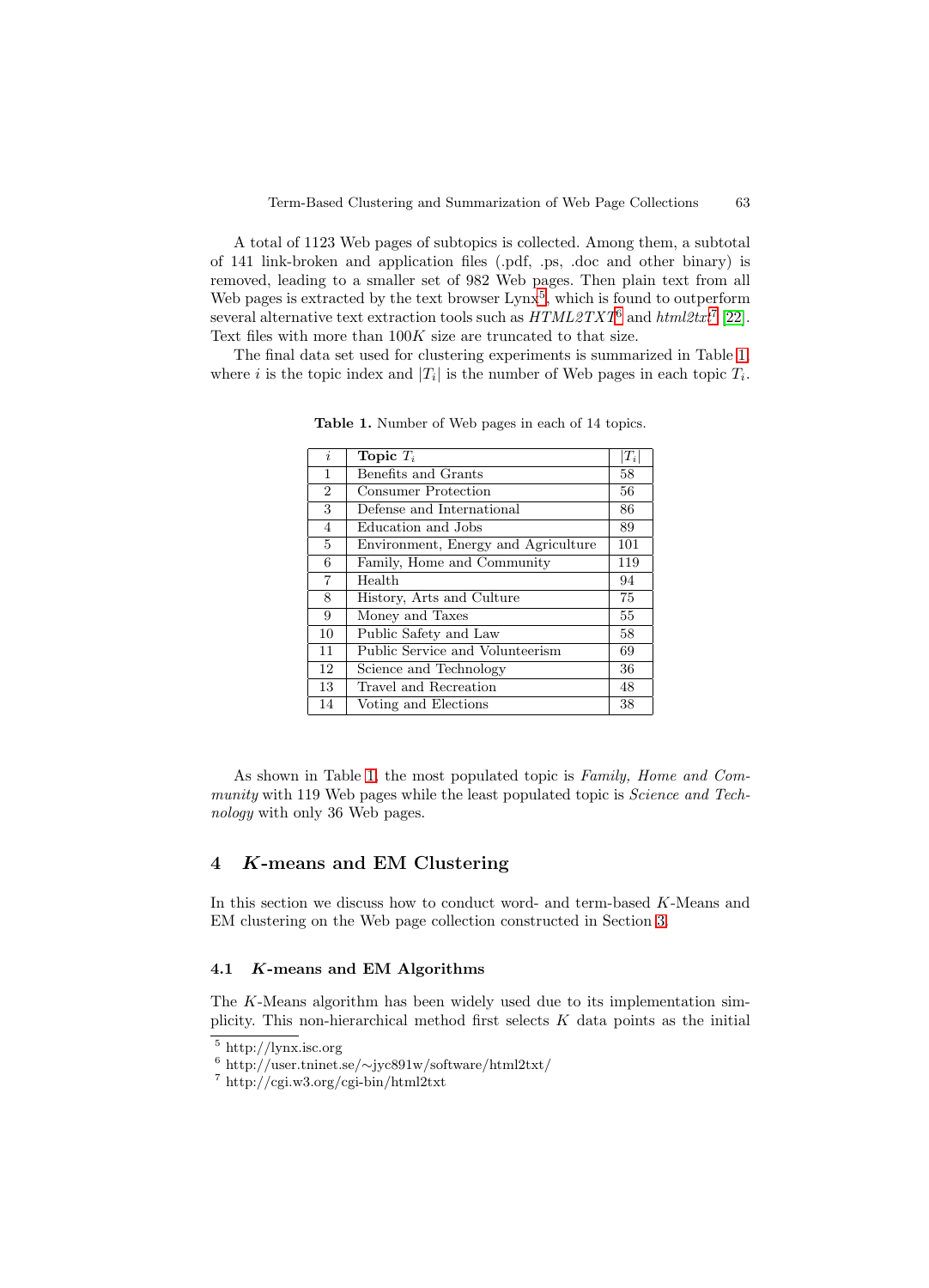A total of 1123 Web pages of subtopics is collected. Among them, a subtotal of 141 link-broken and application files (.pdf, .ps, .doc and other binary) is removed, leading to a smaller set of 982 Web pages. Then plain text from all Web pages is extracted by the text browser Lynx[5], which is found to outperform several alternative text extraction tools such as *HTML2TXT*[6] and *html2txt*[7] [22]. Text files with more than $100K$ size are truncated to that size.

The final data set used for clustering experiments is summarized in Table 1, where $i$ is the topic index and $|T_i|$ is the number of Web pages in each topic $T_i$.

**Table 1.** Number of Web pages in each of 14 topics.

| $i$ | **Topic** $T_i$ | $\|T_i\|$ |
|---|---|---|
| 1 | Benefits and Grants | 58 |
| 2 | Consumer Protection | 56 |
| 3 | Defense and International | 86 |
| 4 | Education and Jobs | 89 |
| 5 | Environment, Energy and Agriculture | 101 |
| 6 | Family, Home and Community | 119 |
| 7 | Health | 94 |
| 8 | History, Arts and Culture | 75 |
| 9 | Money and Taxes | 55 |
| 10 | Public Safety and Law | 58 |
| 11 | Public Service and Volunteerism | 69 |
| 12 | Science and Technology | 36 |
| 13 | Travel and Recreation | 48 |
| 14 | Voting and Elections | 38 |

As shown in Table 1, the most populated topic is *Family, Home and Community* with 119 Web pages while the least populated topic is *Science and Technology* with only 36 Web pages.

## 4 $K$-means and EM Clustering

In this section we discuss how to conduct word- and term-based $K$-Means and EM clustering on the Web page collection constructed in Section 3.

### 4.1 $K$-means and EM Algorithms

The $K$-Means algorithm has been widely used due to its implementation simplicity. This non-hierarchical method first selects $K$ data points as the initial

[5] http://lynx.isc.org

[6] http://user.tninet.se/~jyc891w/software/html2txt/

[7] http://cgi.w3.org/cgi-bin/html2txt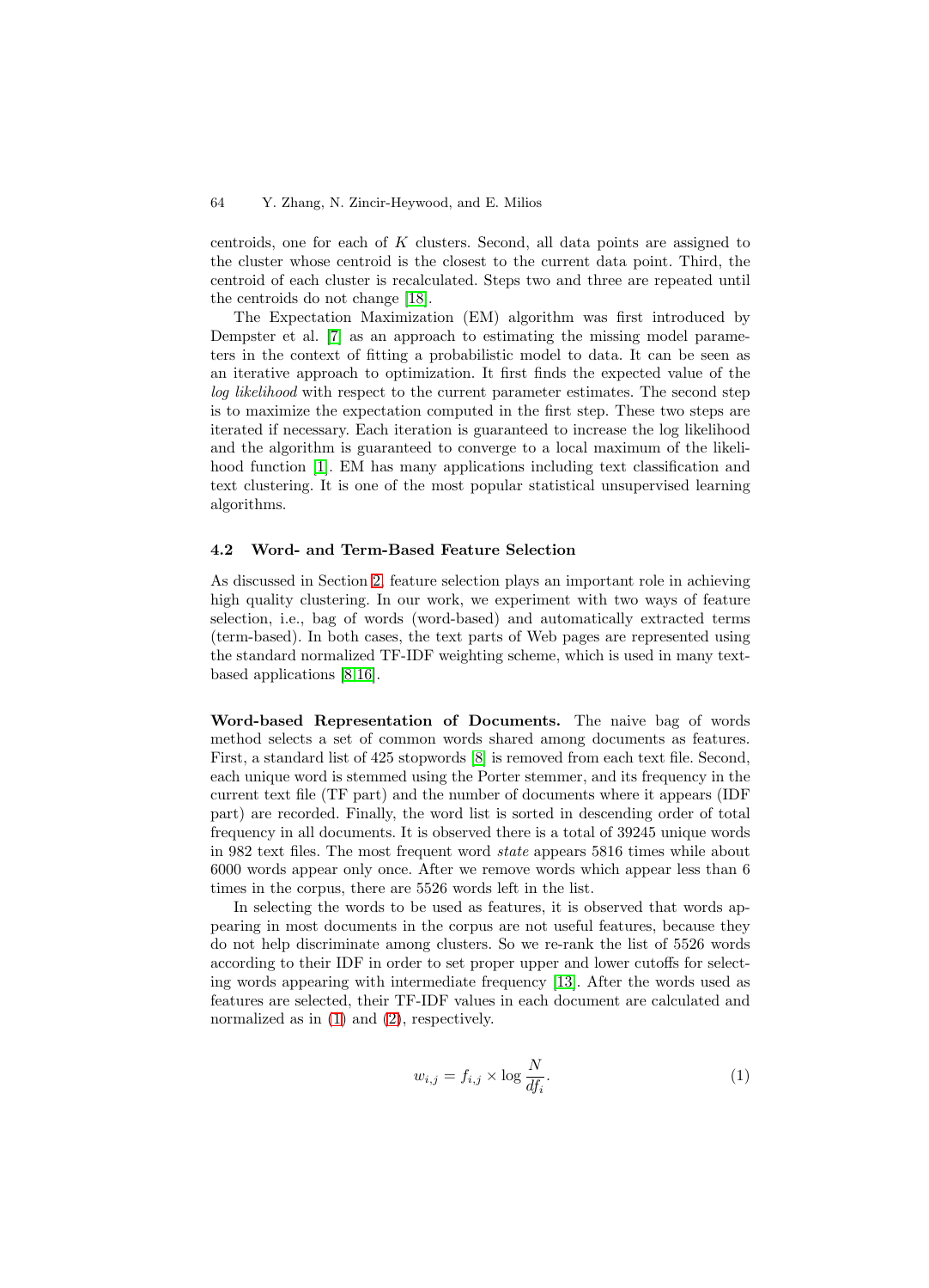centroids, one for each of $K$ clusters. Second, all data points are assigned to the cluster whose centroid is the closest to the current data point. Third, the centroid of each cluster is recalculated. Steps two and three are repeated until the centroids do not change [18].

The Expectation Maximization (EM) algorithm was first introduced by Dempster et al. [7] as an approach to estimating the missing model parameters in the context of fitting a probabilistic model to data. It can be seen as an iterative approach to optimization. It first finds the expected value of the *log likelihood* with respect to the current parameter estimates. The second step is to maximize the expectation computed in the first step. These two steps are iterated if necessary. Each iteration is guaranteed to increase the log likelihood and the algorithm is guaranteed to converge to a local maximum of the likelihood function [1]. EM has many applications including text classification and text clustering. It is one of the most popular statistical unsupervised learning algorithms.

### 4.2 Word- and Term-Based Feature Selection

As discussed in Section 2, feature selection plays an important role in achieving high quality clustering. In our work, we experiment with two ways of feature selection, i.e., bag of words (word-based) and automatically extracted terms (term-based). In both cases, the text parts of Web pages are represented using the standard normalized TF-IDF weighting scheme, which is used in many text-based applications [8,16].

**Word-based Representation of Documents.** The naive bag of words method selects a set of common words shared among documents as features. First, a standard list of 425 stopwords [8] is removed from each text file. Second, each unique word is stemmed using the Porter stemmer, and its frequency in the current text file (TF part) and the number of documents where it appears (IDF part) are recorded. Finally, the word list is sorted in descending order of total frequency in all documents. It is observed there is a total of 39245 unique words in 982 text files. The most frequent word *state* appears 5816 times while about 6000 words appear only once. After we remove words which appear less than 6 times in the corpus, there are 5526 words left in the list.

In selecting the words to be used as features, it is observed that words appearing in most documents in the corpus are not useful features, because they do not help discriminate among clusters. So we re-rank the list of 5526 words according to their IDF in order to set proper upper and lower cutoffs for selecting words appearing with intermediate frequency [13]. After the words used as features are selected, their TF-IDF values in each document are calculated and normalized as in (1) and (2), respectively.

$$w_{i,j} = f_{i,j} \times \log \frac{N}{df_i}. \tag{1}$$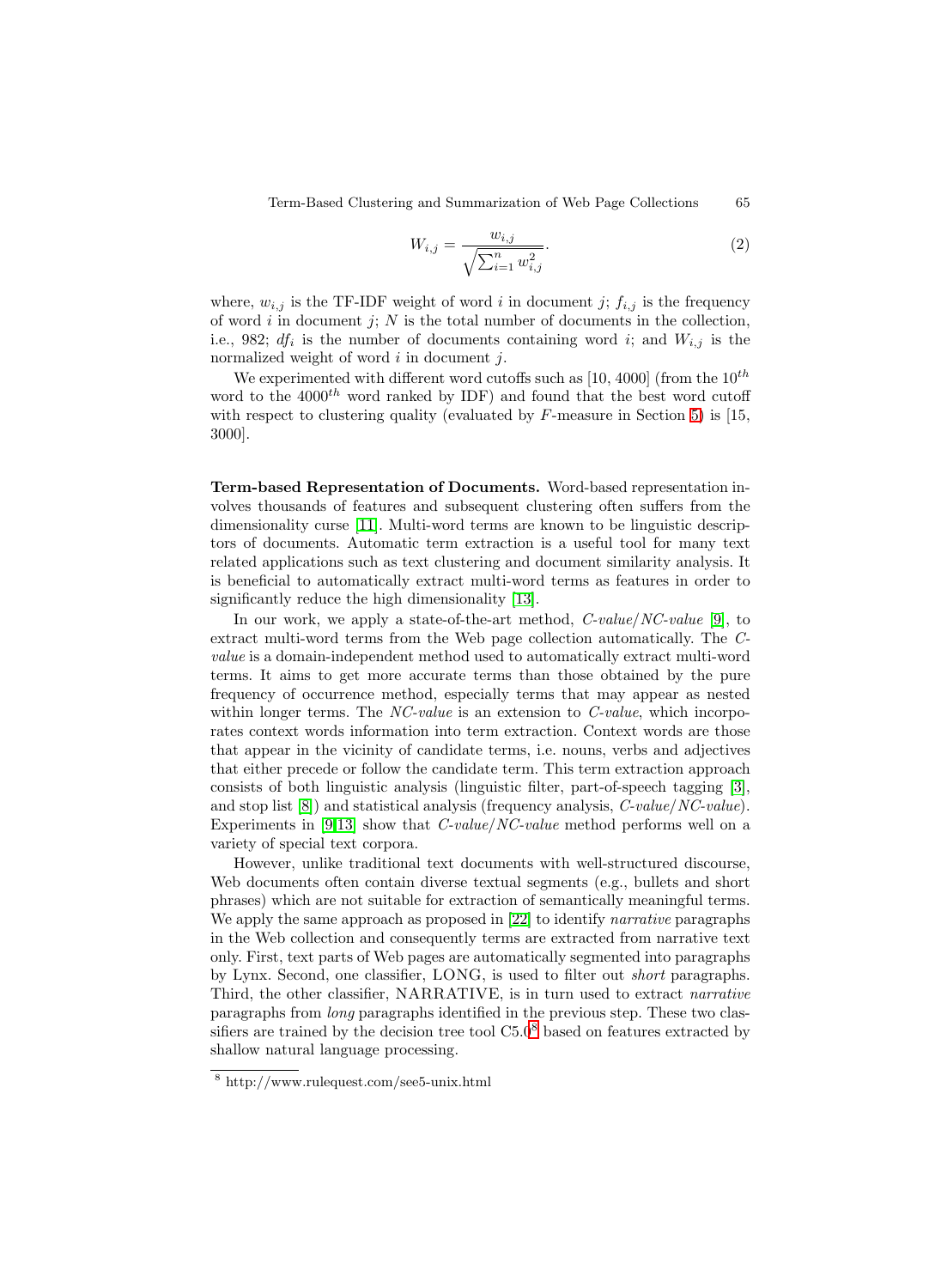$$W_{i,j} = \frac{w_{i,j}}{\sqrt{\sum_{i=1}^{n} w_{i,j}^2}}. \tag{2}$$

where, $w_{i,j}$ is the TF-IDF weight of word $i$ in document $j$; $f_{i,j}$ is the frequency of word $i$ in document $j$; $N$ is the total number of documents in the collection, i.e., 982; $df_i$ is the number of documents containing word $i$; and $W_{i,j}$ is the normalized weight of word $i$ in document $j$.

We experimented with different word cutoffs such as [10, 4000] (from the $10^{th}$ word to the $4000^{th}$ word ranked by IDF) and found that the best word cutoff with respect to clustering quality (evaluated by $F$-measure in Section 5) is [15, 3000].

**Term-based Representation of Documents.** Word-based representation involves thousands of features and subsequent clustering often suffers from the dimensionality curse [11]. Multi-word terms are known to be linguistic descriptors of documents. Automatic term extraction is a useful tool for many text related applications such as text clustering and document similarity analysis. It is beneficial to automatically extract multi-word terms as features in order to significantly reduce the high dimensionality [13].

In our work, we apply a state-of-the-art method, *C-value/NC-value* [9], to extract multi-word terms from the Web page collection automatically. The *C-value* is a domain-independent method used to automatically extract multi-word terms. It aims to get more accurate terms than those obtained by the pure frequency of occurrence method, especially terms that may appear as nested within longer terms. The *NC-value* is an extension to *C-value*, which incorporates context words information into term extraction. Context words are those that appear in the vicinity of candidate terms, i.e. nouns, verbs and adjectives that either precede or follow the candidate term. This term extraction approach consists of both linguistic analysis (linguistic filter, part-of-speech tagging [3], and stop list [8]) and statistical analysis (frequency analysis, *C-value/NC-value*). Experiments in [9,13] show that *C-value/NC-value* method performs well on a variety of special text corpora.

However, unlike traditional text documents with well-structured discourse, Web documents often contain diverse textual segments (e.g., bullets and short phrases) which are not suitable for extraction of semantically meaningful terms. We apply the same approach as proposed in [22] to identify *narrative* paragraphs in the Web collection and consequently terms are extracted from narrative text only. First, text parts of Web pages are automatically segmented into paragraphs by Lynx. Second, one classifier, LONG, is used to filter out *short* paragraphs. Third, the other classifier, NARRATIVE, is in turn used to extract *narrative* paragraphs from *long* paragraphs identified in the previous step. These two classifiers are trained by the decision tree tool C5.0[8] based on features extracted by shallow natural language processing.

[8] http://www.rulequest.com/see5-unix.html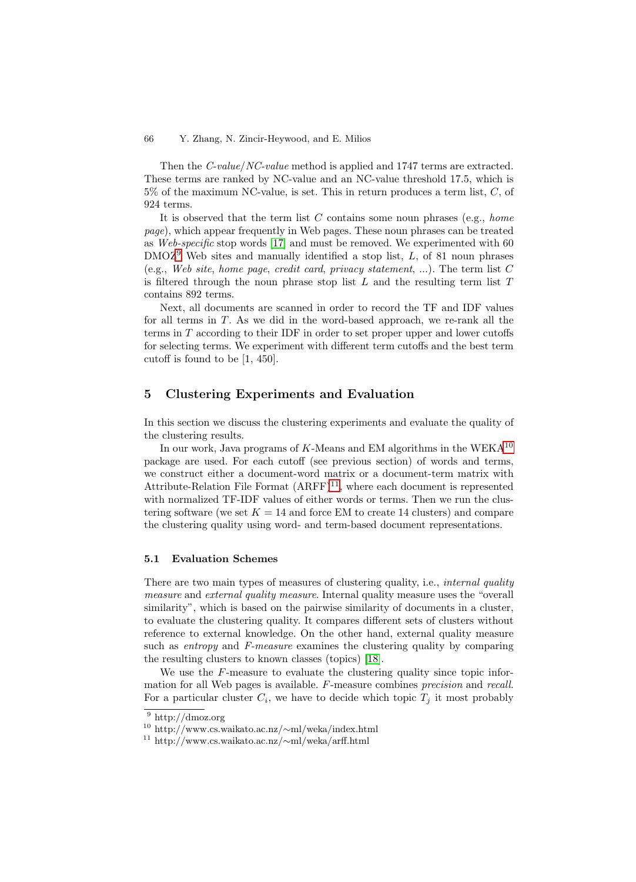Then the *C-value/NC-value* method is applied and 1747 terms are extracted. These terms are ranked by NC-value and an NC-value threshold 17.5, which is 5% of the maximum NC-value, is set. This in return produces a term list, $C$, of 924 terms.

It is observed that the term list $C$ contains some noun phrases (e.g., *home page*), which appear frequently in Web pages. These noun phrases can be treated as *Web-specific* stop words [17] and must be removed. We experimented with 60 DMOZ[9] Web sites and manually identified a stop list, $L$, of 81 noun phrases (e.g., *Web site*, *home page*, *credit card*, *privacy statement*, ...). The term list $C$ is filtered through the noun phrase stop list $L$ and the resulting term list $T$ contains 892 terms.

Next, all documents are scanned in order to record the TF and IDF values for all terms in $T$. As we did in the word-based approach, we re-rank all the terms in $T$ according to their IDF in order to set proper upper and lower cutoffs for selecting terms. We experiment with different term cutoffs and the best term cutoff is found to be [1, 450].

## 5 Clustering Experiments and Evaluation

In this section we discuss the clustering experiments and evaluate the quality of the clustering results.

In our work, Java programs of $K$-Means and EM algorithms in the WEKA[10] package are used. For each cutoff (see previous section) of words and terms, we construct either a document-word matrix or a document-term matrix with Attribute-Relation File Format (ARFF)[11], where each document is represented with normalized TF-IDF values of either words or terms. Then we run the clustering software (we set $K = 14$ and force EM to create 14 clusters) and compare the clustering quality using word- and term-based document representations.

### 5.1 Evaluation Schemes

There are two main types of measures of clustering quality, i.e., *internal quality measure* and *external quality measure*. Internal quality measure uses the "overall similarity", which is based on the pairwise similarity of documents in a cluster, to evaluate the clustering quality. It compares different sets of clusters without reference to external knowledge. On the other hand, external quality measure such as *entropy* and *F-measure* examines the clustering quality by comparing the resulting clusters to known classes (topics) [18].

We use the $F$-measure to evaluate the clustering quality since topic information for all Web pages is available. $F$-measure combines *precision* and *recall*. For a particular cluster $C_i$, we have to decide which topic $T_j$ it most probably

[9] http://dmoz.org

[10] http://www.cs.waikato.ac.nz/∼ml/weka/index.html

[11] http://www.cs.waikato.ac.nz/∼ml/weka/arff.html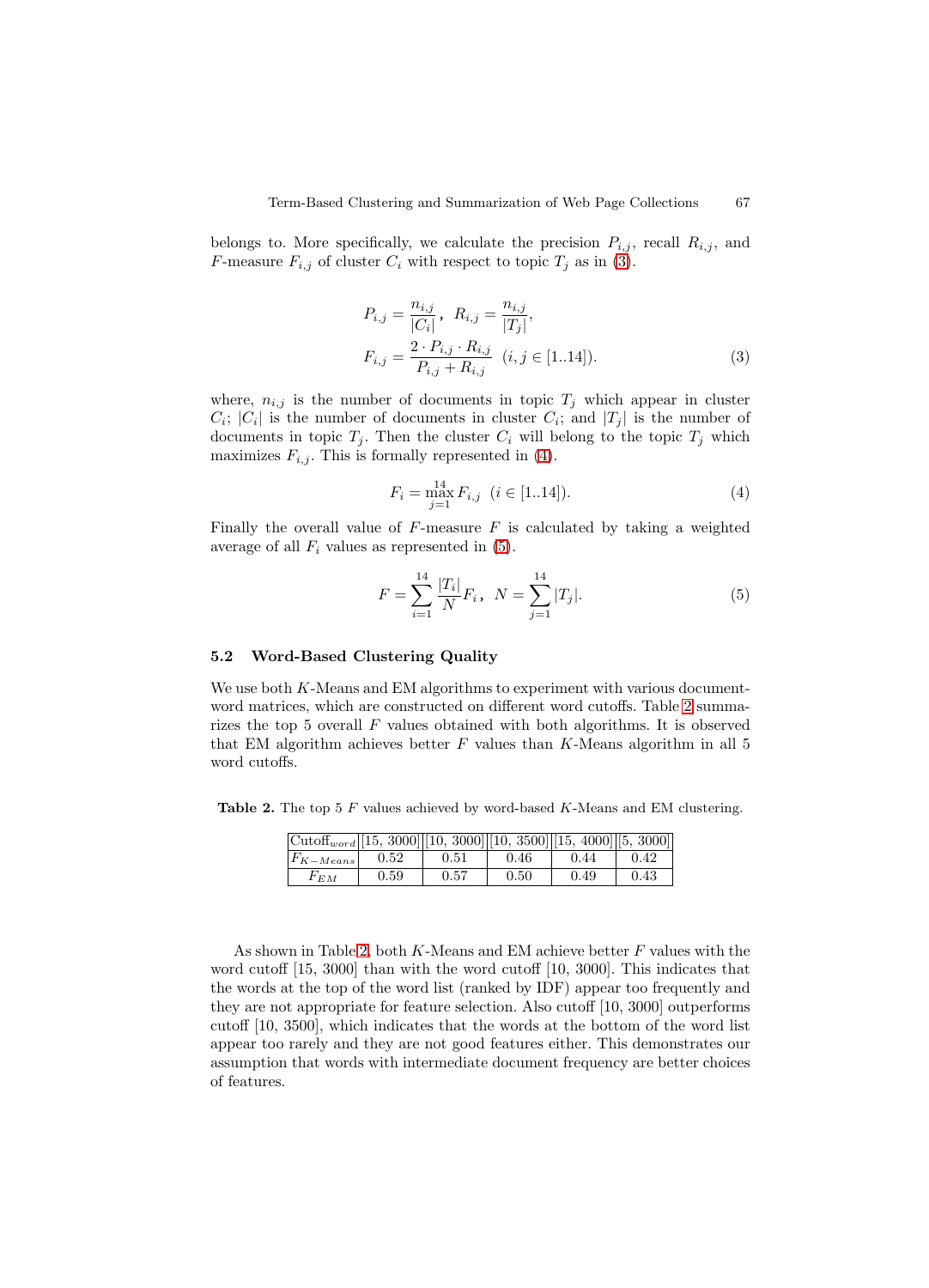belongs to. More specifically, we calculate the precision $P_{i,j}$, recall $R_{i,j}$, and $F$-measure $F_{i,j}$ of cluster $C_i$ with respect to topic $T_j$ as in (3).

$$P_{i,j} = \frac{n_{i,j}}{|C_i|}, \quad R_{i,j} = \frac{n_{i,j}}{|T_j|},$$
$$F_{i,j} = \frac{2 \cdot P_{i,j} \cdot R_{i,j}}{P_{i,j} + R_{i,j}} \quad (i, j \in [1..14]). \tag{3}$$

where, $n_{i,j}$ is the number of documents in topic $T_j$ which appear in cluster $C_i$; $|C_i|$ is the number of documents in cluster $C_i$; and $|T_j|$ is the number of documents in topic $T_j$. Then the cluster $C_i$ will belong to the topic $T_j$ which maximizes $F_{i,j}$. This is formally represented in (4).

$$F_i = \max_{j=1}^{14} F_{i,j} \quad (i \in [1..14]). \tag{4}$$

Finally the overall value of $F$-measure $F$ is calculated by taking a weighted average of all $F_i$ values as represented in (5).

$$F = \sum_{i=1}^{14} \frac{|T_i|}{N} F_i, \quad N = \sum_{j=1}^{14} |T_j|. \tag{5}$$

### 5.2 Word-Based Clustering Quality

We use both $K$-Means and EM algorithms to experiment with various document-word matrices, which are constructed on different word cutoffs. Table 2 summarizes the top 5 overall $F$ values obtained with both algorithms. It is observed that EM algorithm achieves better $F$ values than $K$-Means algorithm in all 5 word cutoffs.

**Table 2.** The top 5 $F$ values achieved by word-based $K$-Means and EM clustering.

| $\text{Cutoff}_{word}$ | [15, 3000] | [10, 3000] | [10, 3500] | [15, 4000] | [5, 3000] |
|---|---|---|---|---|---|
| $F_{K-Means}$ | 0.52 | 0.51 | 0.46 | 0.44 | 0.42 |
| $F_{EM}$ | 0.59 | 0.57 | 0.50 | 0.49 | 0.43 |

As shown in Table 2, both $K$-Means and EM achieve better $F$ values with the word cutoff [15, 3000] than with the word cutoff [10, 3000]. This indicates that the words at the top of the word list (ranked by IDF) appear too frequently and they are not appropriate for feature selection. Also cutoff [10, 3000] outperforms cutoff [10, 3500], which indicates that the words at the bottom of the word list appear too rarely and they are not good features either. This demonstrates our assumption that words with intermediate document frequency are better choices of features.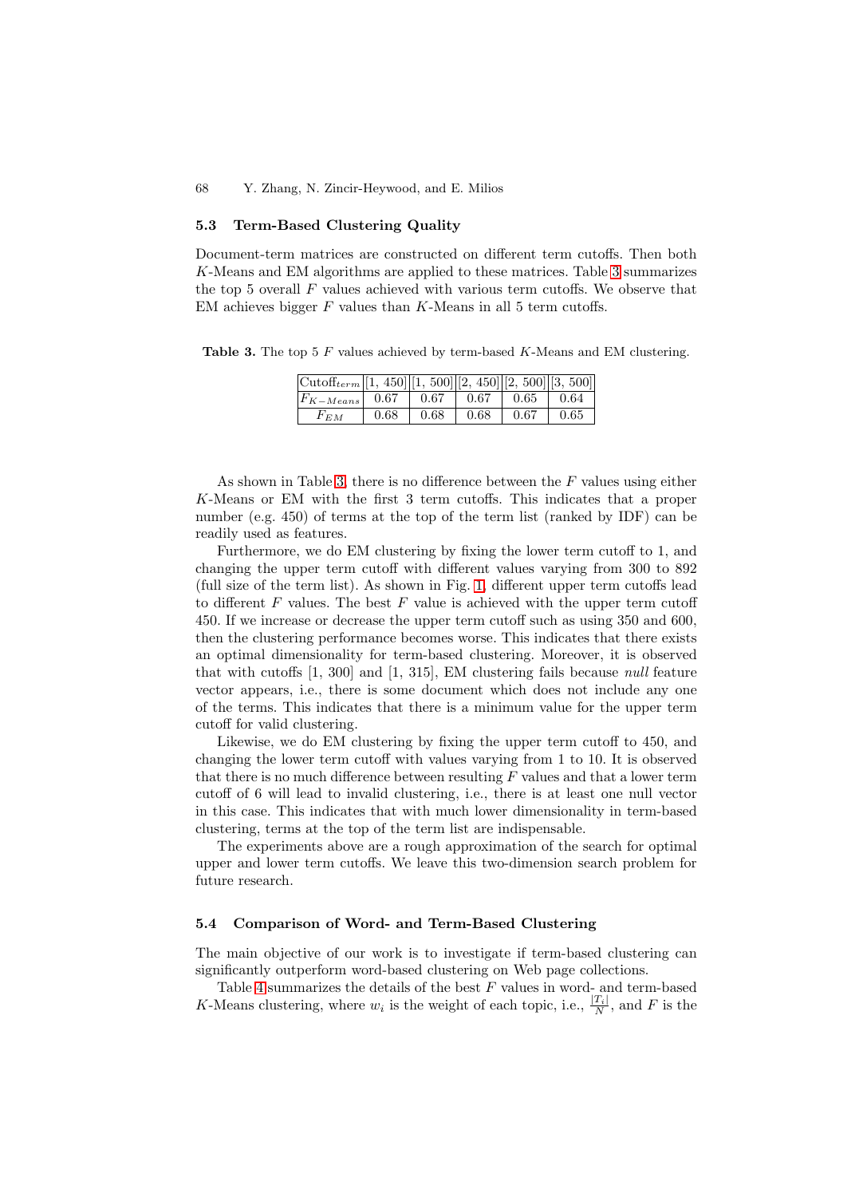### 5.3 Term-Based Clustering Quality

Document-term matrices are constructed on different term cutoffs. Then both $K$-Means and EM algorithms are applied to these matrices. Table 3 summarizes the top 5 overall $F$ values achieved with various term cutoffs. We observe that EM achieves bigger $F$ values than $K$-Means in all 5 term cutoffs.

**Table 3.** The top 5 $F$ values achieved by term-based $K$-Means and EM clustering.

| $\text{Cutoff}_{term}$ | [1, 450] | [1, 500] | [2, 450] | [2, 500] | [3, 500] |
|---|---|---|---|---|---|
| $F_{K-Means}$ | 0.67 | 0.67 | 0.67 | 0.65 | 0.64 |
| $F_{EM}$ | 0.68 | 0.68 | 0.68 | 0.67 | 0.65 |

As shown in Table 3, there is no difference between the $F$ values using either $K$-Means or EM with the first 3 term cutoffs. This indicates that a proper number (e.g. 450) of terms at the top of the term list (ranked by IDF) can be readily used as features.

Furthermore, we do EM clustering by fixing the lower term cutoff to 1, and changing the upper term cutoff with different values varying from 300 to 892 (full size of the term list). As shown in Fig. 1, different upper term cutoffs lead to different $F$ values. The best $F$ value is achieved with the upper term cutoff 450. If we increase or decrease the upper term cutoff such as using 350 and 600, then the clustering performance becomes worse. This indicates that there exists an optimal dimensionality for term-based clustering. Moreover, it is observed that with cutoffs [1, 300] and [1, 315], EM clustering fails because *null* feature vector appears, i.e., there is some document which does not include any one of the terms. This indicates that there is a minimum value for the upper term cutoff for valid clustering.

Likewise, we do EM clustering by fixing the upper term cutoff to 450, and changing the lower term cutoff with values varying from 1 to 10. It is observed that there is no much difference between resulting $F$ values and that a lower term cutoff of 6 will lead to invalid clustering, i.e., there is at least one null vector in this case. This indicates that with much lower dimensionality in term-based clustering, terms at the top of the term list are indispensable.

The experiments above are a rough approximation of the search for optimal upper and lower term cutoffs. We leave this two-dimension search problem for future research.

### 5.4 Comparison of Word- and Term-Based Clustering

The main objective of our work is to investigate if term-based clustering can significantly outperform word-based clustering on Web page collections.

Table 4 summarizes the details of the best $F$ values in word- and term-based $K$-Means clustering, where $w_i$ is the weight of each topic, i.e., $\frac{|T_i|}{N}$, and $F$ is the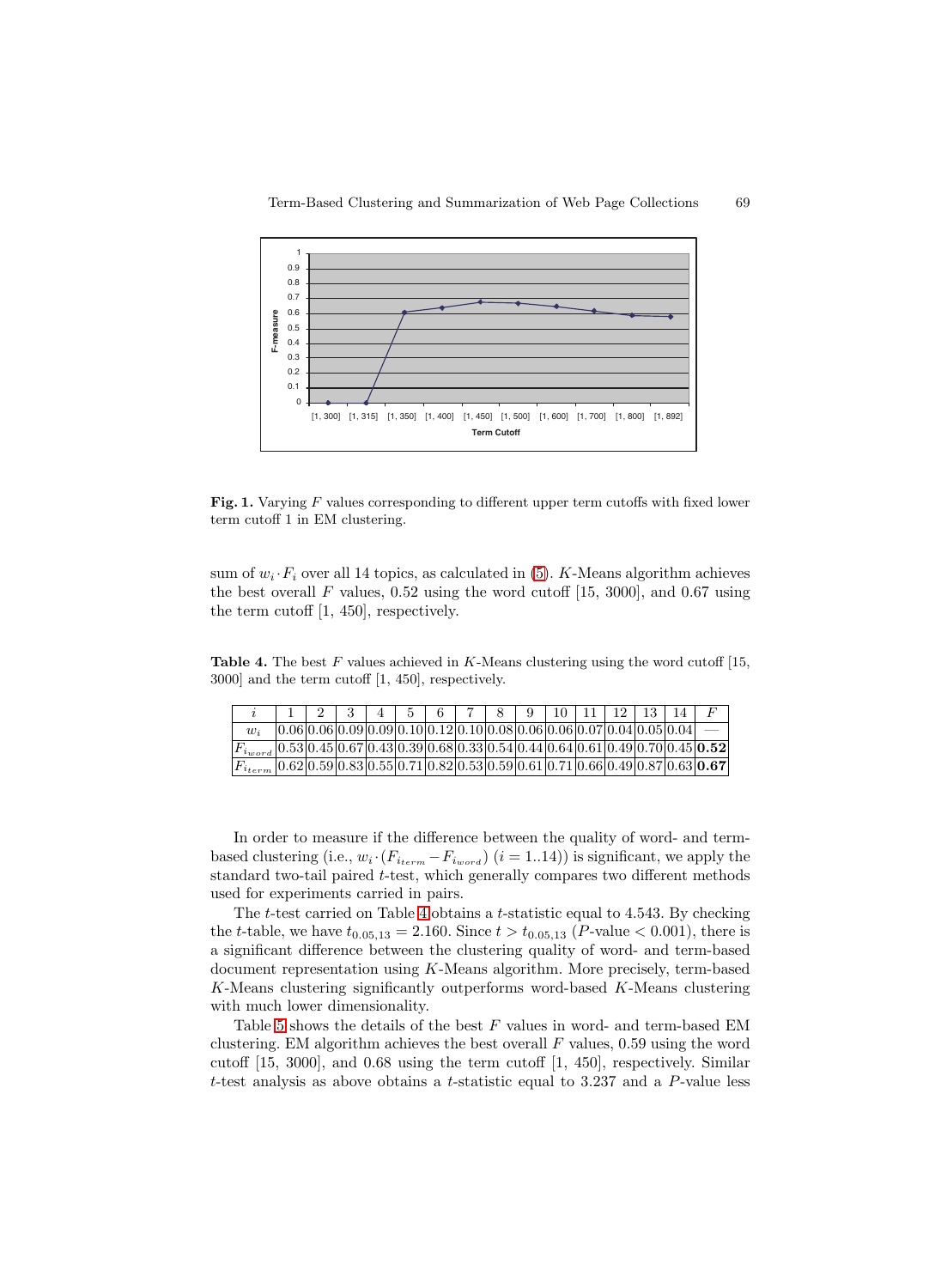**Fig. 1.** Varying $F$ values corresponding to different upper term cutoffs with fixed lower term cutoff 1 in EM clustering.

sum of $w_i \cdot F_i$ over all 14 topics, as calculated in (5). $K$-Means algorithm achieves the best overall $F$ values, 0.52 using the word cutoff [15, 3000], and 0.67 using the term cutoff [1, 450], respectively.

**Table 4.** The best $F$ values achieved in $K$-Means clustering using the word cutoff [15, 3000] and the term cutoff [1, 450], respectively.

| $i$ | 1 | 2 | 3 | 4 | 5 | 6 | 7 | 8 | 9 | 10 | 11 | 12 | 13 | 14 | $F$ |
|---|---|---|---|---|---|---|---|---|---|---|---|---|---|---|---|
| $w_i$ | 0.06 | 0.06 | 0.09 | 0.09 | 0.10 | 0.12 | 0.10 | 0.08 | 0.06 | 0.06 | 0.07 | 0.04 | 0.05 | 0.04 | — |
| $F_{i_{word}}$ | 0.53 | 0.45 | 0.67 | 0.43 | 0.39 | 0.68 | 0.33 | 0.54 | 0.44 | 0.64 | 0.61 | 0.49 | 0.70 | 0.45 | **0.52** |
| $F_{i_{term}}$ | 0.62 | 0.59 | 0.83 | 0.55 | 0.71 | 0.82 | 0.53 | 0.59 | 0.61 | 0.71 | 0.66 | 0.49 | 0.87 | 0.63 | **0.67** |

In order to measure if the difference between the quality of word- and term-based clustering (i.e., $w_i \cdot (F_{i_{term}} - F_{i_{word}})$ $(i = 1..14)$) is significant, we apply the standard two-tail paired $t$-test, which generally compares two different methods used for experiments carried in pairs.

The $t$-test carried on Table 4 obtains a $t$-statistic equal to 4.543. By checking the $t$-table, we have $t_{0.05,13} = 2.160$. Since $t > t_{0.05,13}$ ($P$-value $< 0.001$), there is a significant difference between the clustering quality of word- and term-based document representation using $K$-Means algorithm. More precisely, term-based $K$-Means clustering significantly outperforms word-based $K$-Means clustering with much lower dimensionality.

Table 5 shows the details of the best $F$ values in word- and term-based EM clustering. EM algorithm achieves the best overall $F$ values, 0.59 using the word cutoff [15, 3000], and 0.68 using the term cutoff [1, 450], respectively. Similar $t$-test analysis as above obtains a $t$-statistic equal to 3.237 and a $P$-value less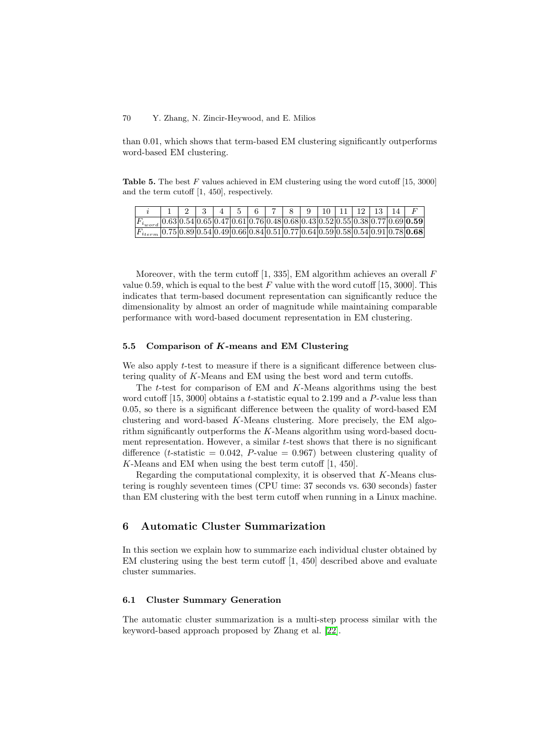than 0.01, which shows that term-based EM clustering significantly outperforms word-based EM clustering.

**Table 5.** The best $F$ values achieved in EM clustering using the word cutoff [15, 3000] and the term cutoff [1, 450], respectively.

| $i$ | 1 | 2 | 3 | 4 | 5 | 6 | 7 | 8 | 9 | 10 | 11 | 12 | 13 | 14 | $F$ |
|---|---|---|---|---|---|---|---|---|---|---|---|---|---|---|---|
| $F_{i_{word}}$ | 0.63 | 0.54 | 0.65 | 0.47 | 0.61 | 0.76 | 0.48 | 0.68 | 0.43 | 0.52 | 0.55 | 0.38 | 0.77 | 0.69 | **0.59** |
| $F_{i_{term}}$ | 0.75 | 0.89 | 0.54 | 0.49 | 0.66 | 0.84 | 0.51 | 0.77 | 0.64 | 0.59 | 0.58 | 0.54 | 0.91 | 0.78 | **0.68** |

Moreover, with the term cutoff [1, 335], EM algorithm achieves an overall $F$ value 0.59, which is equal to the best $F$ value with the word cutoff [15, 3000]. This indicates that term-based document representation can significantly reduce the dimensionality by almost an order of magnitude while maintaining comparable performance with word-based document representation in EM clustering.

### 5.5 Comparison of *K*-means and EM Clustering

We also apply $t$-test to measure if there is a significant difference between clustering quality of $K$-Means and EM using the best word and term cutoffs.

The $t$-test for comparison of EM and $K$-Means algorithms using the best word cutoff [15, 3000] obtains a $t$-statistic equal to 2.199 and a $P$-value less than 0.05, so there is a significant difference between the quality of word-based EM clustering and word-based $K$-Means clustering. More precisely, the EM algorithm significantly outperforms the $K$-Means algorithm using word-based document representation. However, a similar $t$-test shows that there is no significant difference ($t$-statistic $= 0.042$, $P$-value $= 0.967$) between clustering quality of $K$-Means and EM when using the best term cutoff [1, 450].

Regarding the computational complexity, it is observed that $K$-Means clustering is roughly seventeen times (CPU time: 37 seconds vs. 630 seconds) faster than EM clustering with the best term cutoff when running in a Linux machine.

## 6 Automatic Cluster Summarization

In this section we explain how to summarize each individual cluster obtained by EM clustering using the best term cutoff [1, 450] described above and evaluate cluster summaries.

### 6.1 Cluster Summary Generation

The automatic cluster summarization is a multi-step process similar with the keyword-based approach proposed by Zhang et al. [22].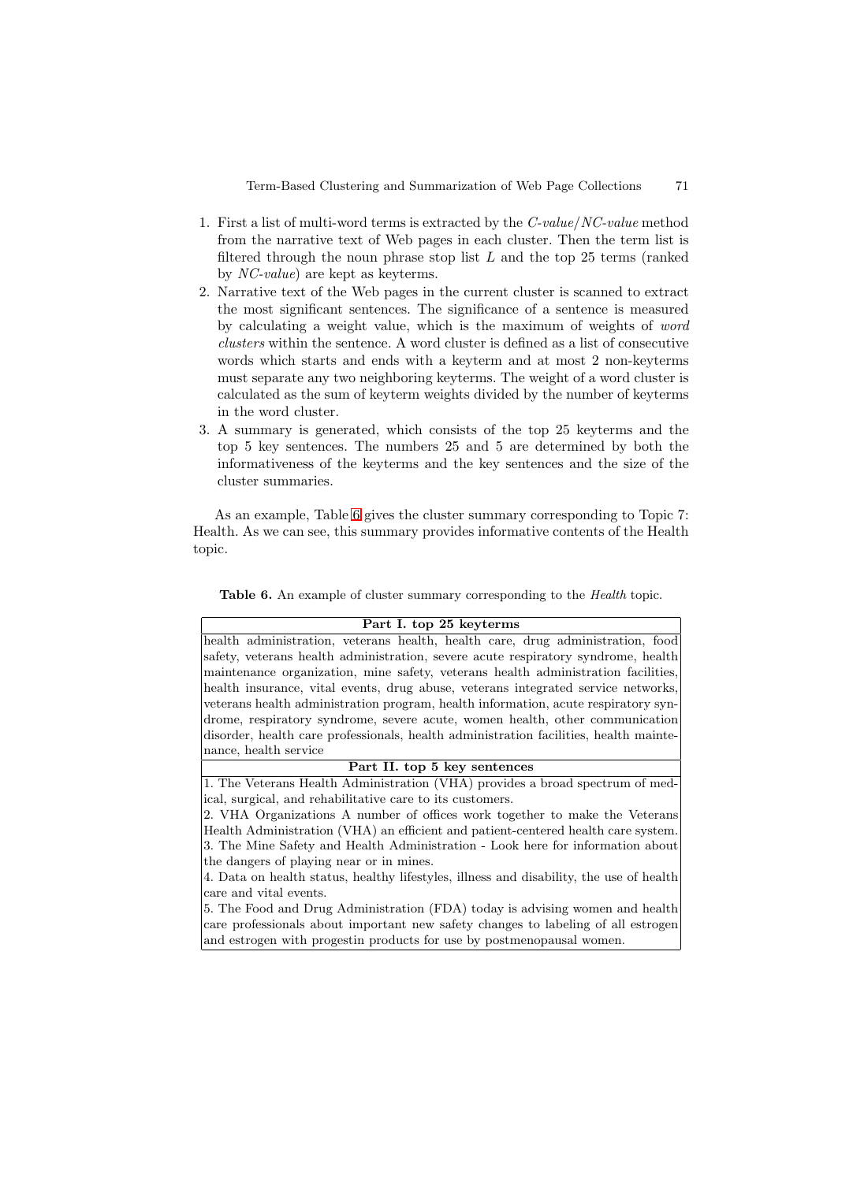1. First a list of multi-word terms is extracted by the *C-value/NC-value* method from the narrative text of Web pages in each cluster. Then the term list is filtered through the noun phrase stop list $L$ and the top 25 terms (ranked by *NC-value*) are kept as keyterms.
2. Narrative text of the Web pages in the current cluster is scanned to extract the most significant sentences. The significance of a sentence is measured by calculating a weight value, which is the maximum of weights of *word clusters* within the sentence. A word cluster is defined as a list of consecutive words which starts and ends with a keyterm and at most 2 non-keyterms must separate any two neighboring keyterms. The weight of a word cluster is calculated as the sum of keyterm weights divided by the number of keyterms in the word cluster.
3. A summary is generated, which consists of the top 25 keyterms and the top 5 key sentences. The numbers 25 and 5 are determined by both the informativeness of the keyterms and the key sentences and the size of the cluster summaries.

As an example, Table 6 gives the cluster summary corresponding to Topic 7: Health. As we can see, this summary provides informative contents of the Health topic.

**Table 6.** An example of cluster summary corresponding to the *Health* topic.

| **Part I. top 25 keyterms** |
|---|
| health administration, veterans health, health care, drug administration, food safety, veterans health administration, severe acute respiratory syndrome, health maintenance organization, mine safety, veterans health administration facilities, health insurance, vital events, drug abuse, veterans integrated service networks, veterans health administration program, health information, acute respiratory syndrome, respiratory syndrome, severe acute, women health, other communication disorder, health care professionals, health administration facilities, health maintenance, health service |
| **Part II. top 5 key sentences** |
| 1. The Veterans Health Administration (VHA) provides a broad spectrum of medical, surgical, and rehabilitative care to its customers.<br>2. VHA Organizations A number of offices work together to make the Veterans Health Administration (VHA) an efficient and patient-centered health care system.<br>3. The Mine Safety and Health Administration - Look here for information about the dangers of playing near or in mines.<br>4. Data on health status, healthy lifestyles, illness and disability, the use of health care and vital events.<br>5. The Food and Drug Administration (FDA) today is advising women and health care professionals about important new safety changes to labeling of all estrogen and estrogen with progestin products for use by postmenopausal women. |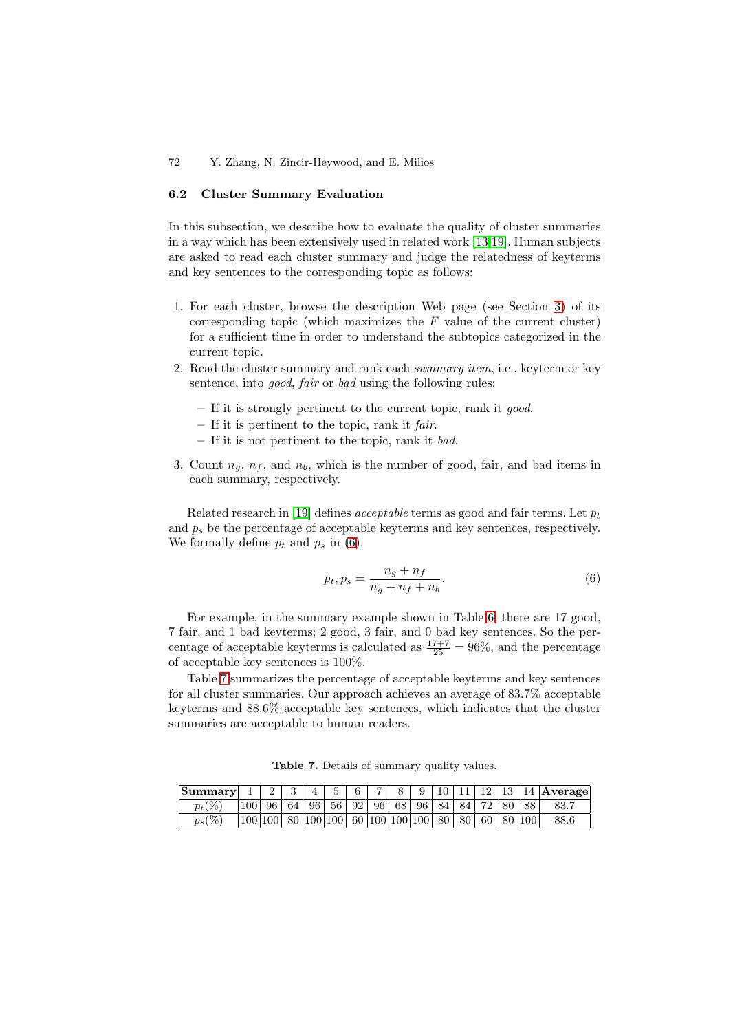### 6.2 Cluster Summary Evaluation

In this subsection, we describe how to evaluate the quality of cluster summaries in a way which has been extensively used in related work [13,19]. Human subjects are asked to read each cluster summary and judge the relatedness of keyterms and key sentences to the corresponding topic as follows:

1. For each cluster, browse the description Web page (see Section 3) of its corresponding topic (which maximizes the $F$ value of the current cluster) for a sufficient time in order to understand the subtopics categorized in the current topic.
2. Read the cluster summary and rank each *summary item*, i.e., keyterm or key sentence, into *good*, *fair* or *bad* using the following rules:
   - If it is strongly pertinent to the current topic, rank it *good*.
   - If it is pertinent to the topic, rank it *fair*.
   - If it is not pertinent to the topic, rank it *bad*.
3. Count $n_g$, $n_f$, and $n_b$, which is the number of good, fair, and bad items in each summary, respectively.

Related research in [19] defines *acceptable* terms as good and fair terms. Let $p_t$ and $p_s$ be the percentage of acceptable keyterms and key sentences, respectively. We formally define $p_t$ and $p_s$ in (6).

$$p_t, p_s = \frac{n_g + n_f}{n_g + n_f + n_b}. \tag{6}$$

For example, in the summary example shown in Table 6, there are 17 good, 7 fair, and 1 bad keyterms; 2 good, 3 fair, and 0 bad key sentences. So the percentage of acceptable keyterms is calculated as $\frac{17+7}{25} = 96\%$, and the percentage of acceptable key sentences is 100%.

Table 7 summarizes the percentage of acceptable keyterms and key sentences for all cluster summaries. Our approach achieves an average of 83.7% acceptable keyterms and 88.6% acceptable key sentences, which indicates that the cluster summaries are acceptable to human readers.

**Table 7.** Details of summary quality values.

| Summary | 1 | 2 | 3 | 4 | 5 | 6 | 7 | 8 | 9 | 10 | 11 | 12 | 13 | 14 | Average |
|---|---|---|---|---|---|---|---|---|---|---|---|---|---|---|---|
| $p_t(\%)$ | 100 | 96 | 64 | 96 | 56 | 92 | 96 | 68 | 96 | 84 | 84 | 72 | 80 | 88 | 83.7 |
| $p_s(\%)$ | 100 | 100 | 80 | 100 | 100 | 60 | 100 | 100 | 100 | 80 | 80 | 60 | 80 | 100 | 88.6 |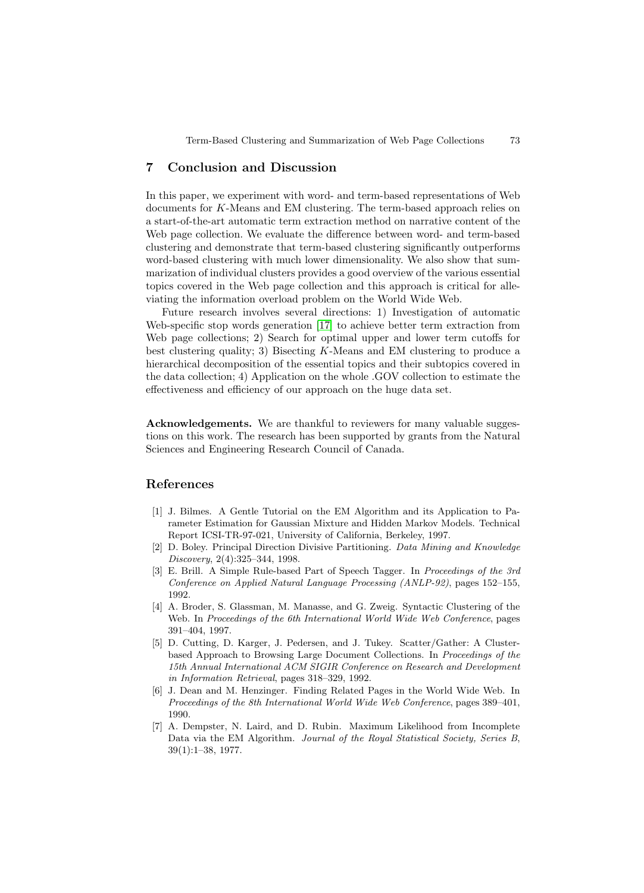## 7 Conclusion and Discussion

In this paper, we experiment with word- and term-based representations of Web documents for $K$-Means and EM clustering. The term-based approach relies on a start-of-the-art automatic term extraction method on narrative content of the Web page collection. We evaluate the difference between word- and term-based clustering and demonstrate that term-based clustering significantly outperforms word-based clustering with much lower dimensionality. We also show that summarization of individual clusters provides a good overview of the various essential topics covered in the Web page collection and this approach is critical for alleviating the information overload problem on the World Wide Web.

Future research involves several directions: 1) Investigation of automatic Web-specific stop words generation [17] to achieve better term extraction from Web page collections; 2) Search for optimal upper and lower term cutoffs for best clustering quality; 3) Bisecting $K$-Means and EM clustering to produce a hierarchical decomposition of the essential topics and their subtopics covered in the data collection; 4) Application on the whole .GOV collection to estimate the effectiveness and efficiency of our approach on the huge data set.

**Acknowledgements.** We are thankful to reviewers for many valuable suggestions on this work. The research has been supported by grants from the Natural Sciences and Engineering Research Council of Canada.

## References

[1] J. Bilmes. A Gentle Tutorial on the EM Algorithm and its Application to Parameter Estimation for Gaussian Mixture and Hidden Markov Models. Technical Report ICSI-TR-97-021, University of California, Berkeley, 1997.

[2] D. Boley. Principal Direction Divisive Partitioning. *Data Mining and Knowledge Discovery*, 2(4):325–344, 1998.

[3] E. Brill. A Simple Rule-based Part of Speech Tagger. In *Proceedings of the 3rd Conference on Applied Natural Language Processing (ANLP-92)*, pages 152–155, 1992.

[4] A. Broder, S. Glassman, M. Manasse, and G. Zweig. Syntactic Clustering of the Web. In *Proceedings of the 6th International World Wide Web Conference*, pages 391–404, 1997.

[5] D. Cutting, D. Karger, J. Pedersen, and J. Tukey. Scatter/Gather: A Cluster-based Approach to Browsing Large Document Collections. In *Proceedings of the 15th Annual International ACM SIGIR Conference on Research and Development in Information Retrieval*, pages 318–329, 1992.

[6] J. Dean and M. Henzinger. Finding Related Pages in the World Wide Web. In *Proceedings of the 8th International World Wide Web Conference*, pages 389–401, 1990.

[7] A. Dempster, N. Laird, and D. Rubin. Maximum Likelihood from Incomplete Data via the EM Algorithm. *Journal of the Royal Statistical Society, Series B*, 39(1):1–38, 1977.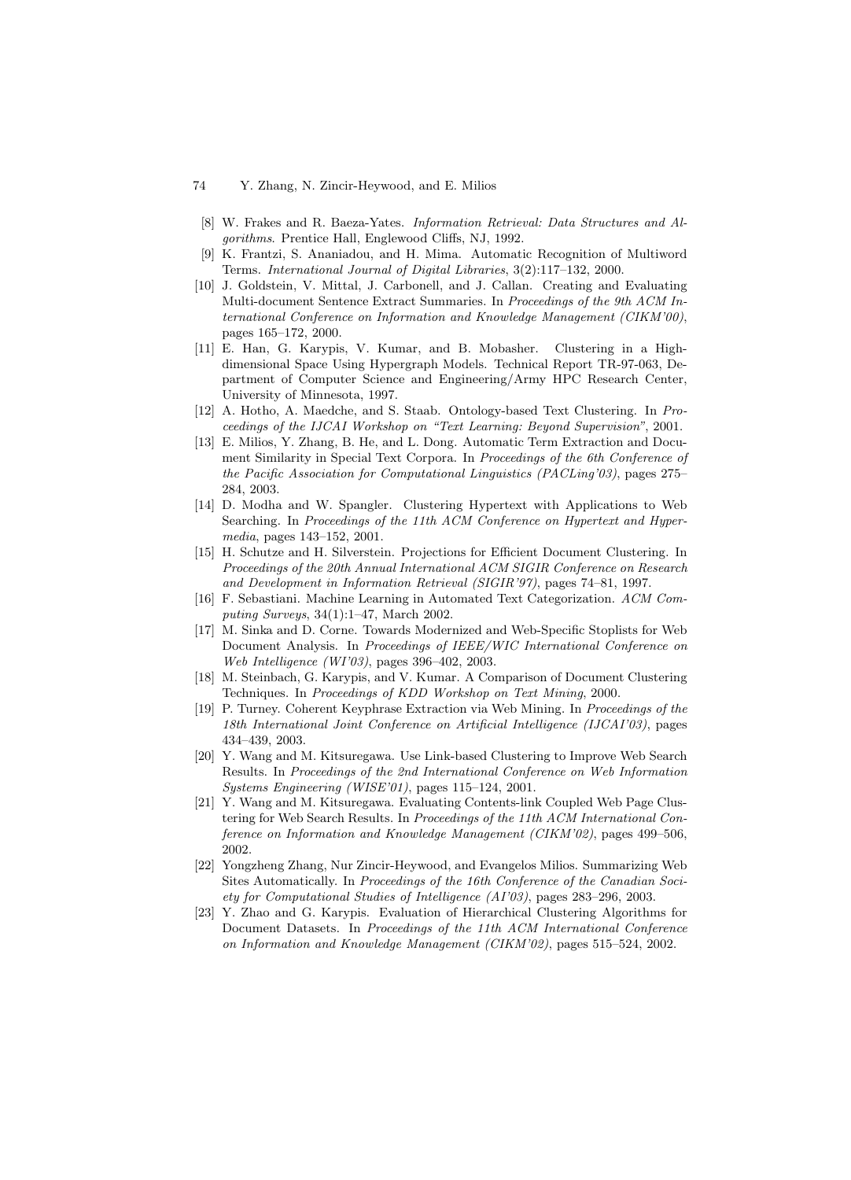[8] W. Frakes and R. Baeza-Yates. *Information Retrieval: Data Structures and Algorithms*. Prentice Hall, Englewood Cliffs, NJ, 1992.

[9] K. Frantzi, S. Ananiadou, and H. Mima. Automatic Recognition of Multiword Terms. *International Journal of Digital Libraries*, 3(2):117–132, 2000.

[10] J. Goldstein, V. Mittal, J. Carbonell, and J. Callan. Creating and Evaluating Multi-document Sentence Extract Summaries. In *Proceedings of the 9th ACM International Conference on Information and Knowledge Management (CIKM'00)*, pages 165–172, 2000.

[11] E. Han, G. Karypis, V. Kumar, and B. Mobasher. Clustering in a High-dimensional Space Using Hypergraph Models. Technical Report TR-97-063, Department of Computer Science and Engineering/Army HPC Research Center, University of Minnesota, 1997.

[12] A. Hotho, A. Maedche, and S. Staab. Ontology-based Text Clustering. In *Proceedings of the IJCAI Workshop on "Text Learning: Beyond Supervision"*, 2001.

[13] E. Milios, Y. Zhang, B. He, and L. Dong. Automatic Term Extraction and Document Similarity in Special Text Corpora. In *Proceedings of the 6th Conference of the Pacific Association for Computational Linguistics (PACLing'03)*, pages 275–284, 2003.

[14] D. Modha and W. Spangler. Clustering Hypertext with Applications to Web Searching. In *Proceedings of the 11th ACM Conference on Hypertext and Hypermedia*, pages 143–152, 2001.

[15] H. Schutze and H. Silverstein. Projections for Efficient Document Clustering. In *Proceedings of the 20th Annual International ACM SIGIR Conference on Research and Development in Information Retrieval (SIGIR'97)*, pages 74–81, 1997.

[16] F. Sebastiani. Machine Learning in Automated Text Categorization. *ACM Computing Surveys*, 34(1):1–47, March 2002.

[17] M. Sinka and D. Corne. Towards Modernized and Web-Specific Stoplists for Web Document Analysis. In *Proceedings of IEEE/WIC International Conference on Web Intelligence (WI'03)*, pages 396–402, 2003.

[18] M. Steinbach, G. Karypis, and V. Kumar. A Comparison of Document Clustering Techniques. In *Proceedings of KDD Workshop on Text Mining*, 2000.

[19] P. Turney. Coherent Keyphrase Extraction via Web Mining. In *Proceedings of the 18th International Joint Conference on Artificial Intelligence (IJCAI'03)*, pages 434–439, 2003.

[20] Y. Wang and M. Kitsuregawa. Use Link-based Clustering to Improve Web Search Results. In *Proceedings of the 2nd International Conference on Web Information Systems Engineering (WISE'01)*, pages 115–124, 2001.

[21] Y. Wang and M. Kitsuregawa. Evaluating Contents-link Coupled Web Page Clustering for Web Search Results. In *Proceedings of the 11th ACM International Conference on Information and Knowledge Management (CIKM'02)*, pages 499–506, 2002.

[22] Yongzheng Zhang, Nur Zincir-Heywood, and Evangelos Milios. Summarizing Web Sites Automatically. In *Proceedings of the 16th Conference of the Canadian Society for Computational Studies of Intelligence (AI'03)*, pages 283–296, 2003.

[23] Y. Zhao and G. Karypis. Evaluation of Hierarchical Clustering Algorithms for Document Datasets. In *Proceedings of the 11th ACM International Conference on Information and Knowledge Management (CIKM'02)*, pages 515–524, 2002.